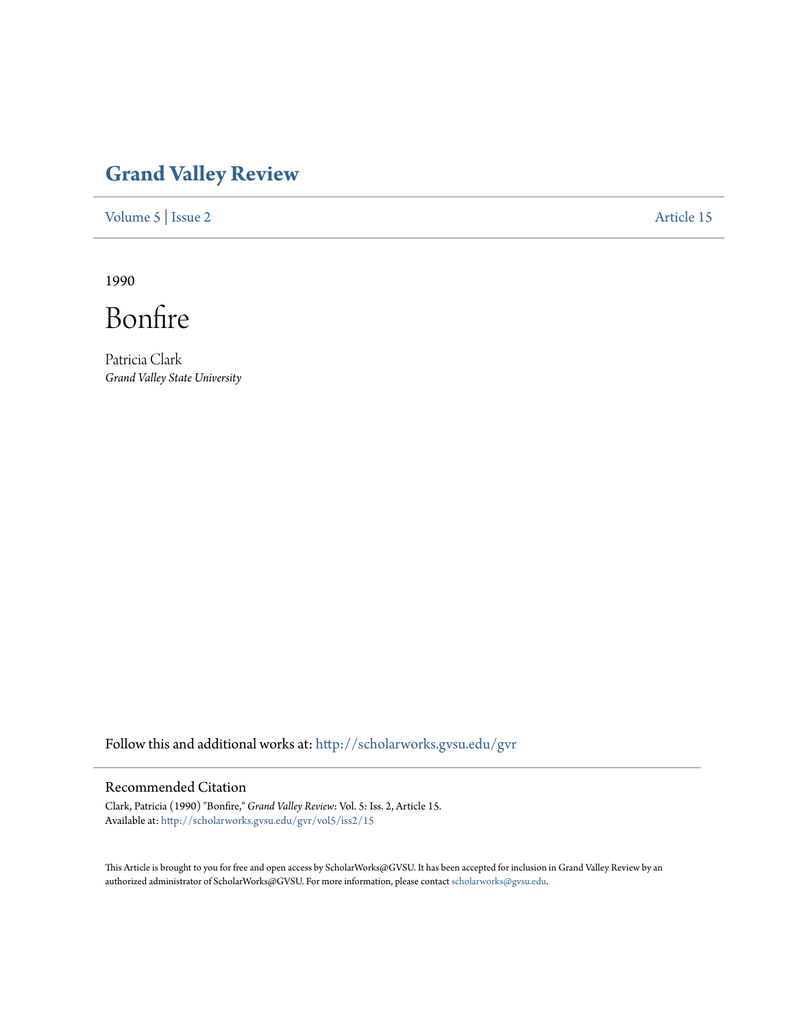# Grand Valley Review

Volume 5 | Issue 2 Article 15

1990

# Bonfire

Patricia Clark
*Grand Valley State University*

Follow this and additional works at: http://scholarworks.gvsu.edu/gvr

## Recommended Citation

Clark, Patricia (1990) "Bonfire," *Grand Valley Review*: Vol. 5: Iss. 2, Article 15.
Available at: http://scholarworks.gvsu.edu/gvr/vol5/iss2/15

This Article is brought to you for free and open access by ScholarWorks@GVSU. It has been accepted for inclusion in Grand Valley Review by an authorized administrator of ScholarWorks@GVSU. For more information, please contact scholarworks@gvsu.edu.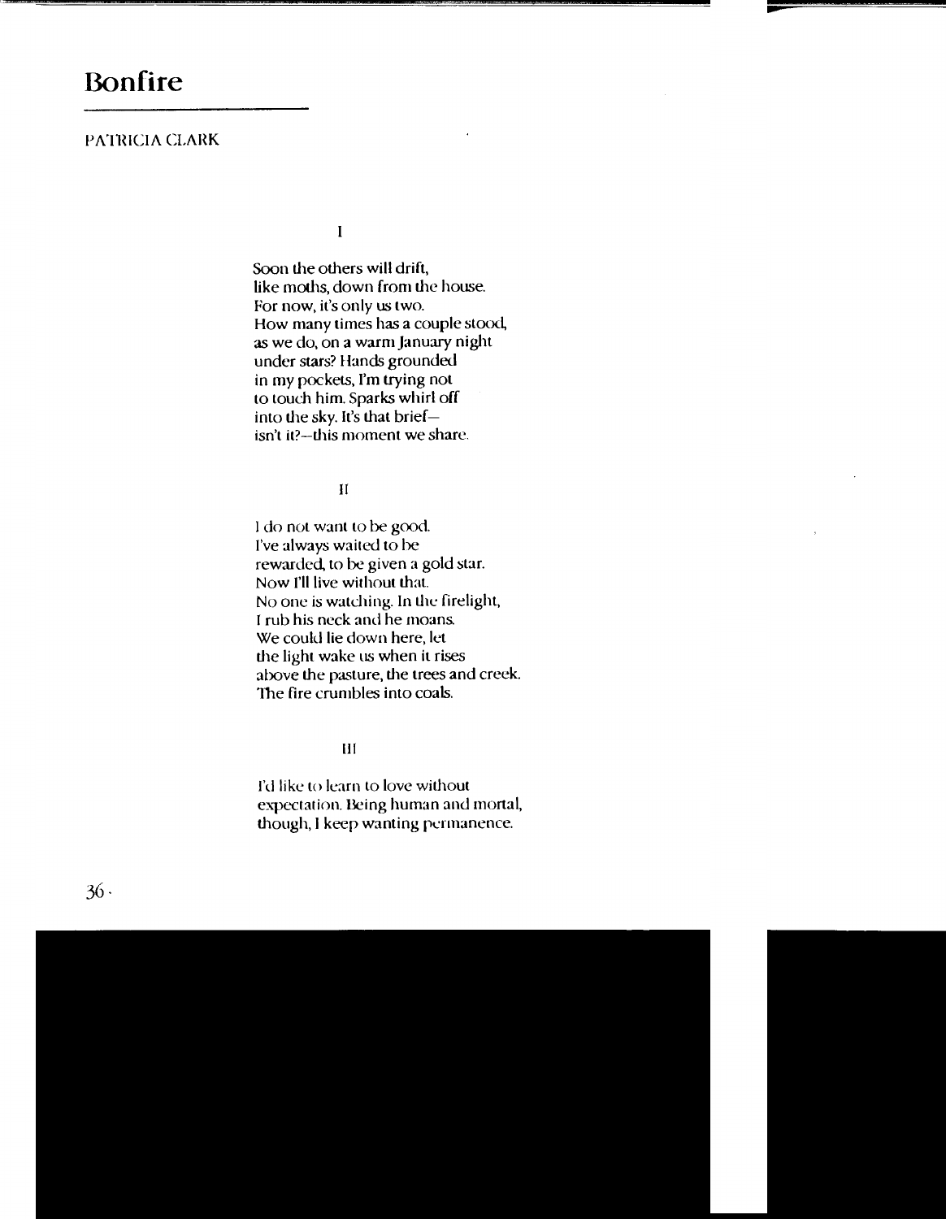# Bonfire

PATRICIA CLARK

I

Soon the others will drift,
like moths, down from the house.
For now, it's only us two.
How many times has a couple stood,
as we do, on a warm January night
under stars? Hands grounded
in my pockets, I'm trying not
to touch him. Sparks whirl off
into the sky. It's that brief—
isn't it?—this moment we share.

II

I do not want to be good.
I've always waited to be
rewarded, to be given a gold star.
Now I'll live without that.
No one is watching. In the firelight,
I rub his neck and he moans.
We could lie down here, let
the light wake us when it rises
above the pasture, the trees and creek.
The fire crumbles into coals.

III

I'd like to learn to love without
expectation. Being human and mortal,
though, I keep wanting permanence.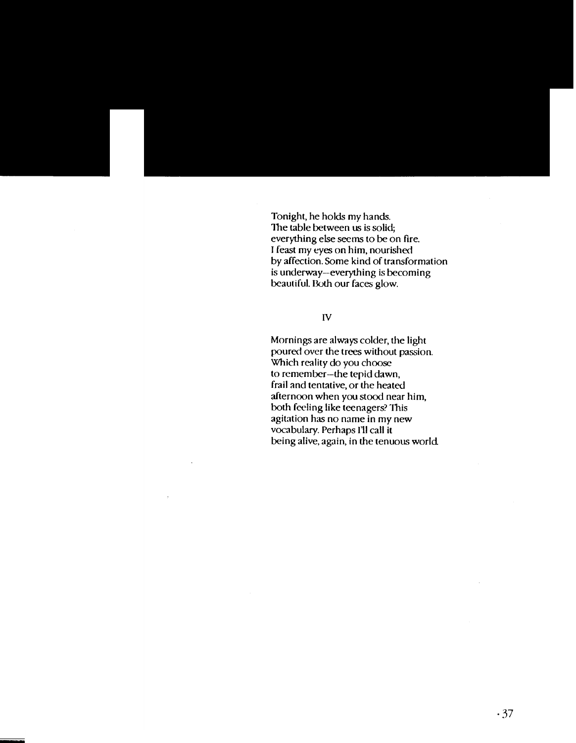Tonight, he holds my hands.  
The table between us is solid;  
everything else seems to be on fire.  
I feast my eyes on him, nourished  
by affection. Some kind of transformation  
is underway—everything is becoming  
beautiful. Both our faces glow.

IV

Mornings are always colder, the light  
poured over the trees without passion.  
Which reality do you choose  
to remember—the tepid dawn,  
frail and tentative, or the heated  
afternoon when you stood near him,  
both feeling like teenagers? This  
agitation has no name in my new  
vocabulary. Perhaps I'll call it  
being alive, again, in the tenuous world.